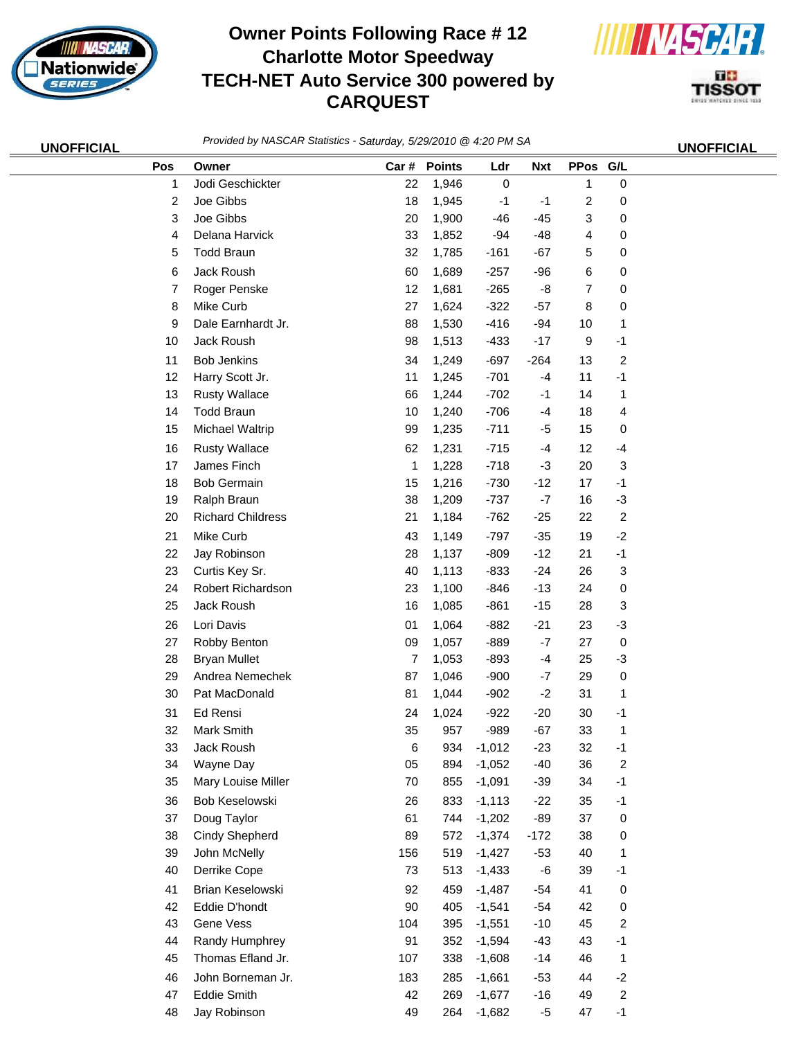# Owner Points Following Race # 12
## Charlotte Motor Speedway
## TECH-NET Auto Service 300 powered by CARQUEST

**UNOFFICIAL** *Provided by NASCAR Statistics - Saturday, 5/29/2010 @ 4:20 PM SA* **UNOFFICIAL**

| Pos | Owner | Car # | Points | Ldr | Nxt | PPos | G/L |
|---|---|---|---|---|---|---|---|
| 1 | Jodi Geschickter | 22 | 1,946 | 0 | | 1 | 0 |
| 2 | Joe Gibbs | 18 | 1,945 | -1 | -1 | 2 | 0 |
| 3 | Joe Gibbs | 20 | 1,900 | -46 | -45 | 3 | 0 |
| 4 | Delana Harvick | 33 | 1,852 | -94 | -48 | 4 | 0 |
| 5 | Todd Braun | 32 | 1,785 | -161 | -67 | 5 | 0 |
| 6 | Jack Roush | 60 | 1,689 | -257 | -96 | 6 | 0 |
| 7 | Roger Penske | 12 | 1,681 | -265 | -8 | 7 | 0 |
| 8 | Mike Curb | 27 | 1,624 | -322 | -57 | 8 | 0 |
| 9 | Dale Earnhardt Jr. | 88 | 1,530 | -416 | -94 | 10 | 1 |
| 10 | Jack Roush | 98 | 1,513 | -433 | -17 | 9 | -1 |
| 11 | Bob Jenkins | 34 | 1,249 | -697 | -264 | 13 | 2 |
| 12 | Harry Scott Jr. | 11 | 1,245 | -701 | -4 | 11 | -1 |
| 13 | Rusty Wallace | 66 | 1,244 | -702 | -1 | 14 | 1 |
| 14 | Todd Braun | 10 | 1,240 | -706 | -4 | 18 | 4 |
| 15 | Michael Waltrip | 99 | 1,235 | -711 | -5 | 15 | 0 |
| 16 | Rusty Wallace | 62 | 1,231 | -715 | -4 | 12 | -4 |
| 17 | James Finch | 1 | 1,228 | -718 | -3 | 20 | 3 |
| 18 | Bob Germain | 15 | 1,216 | -730 | -12 | 17 | -1 |
| 19 | Ralph Braun | 38 | 1,209 | -737 | -7 | 16 | -3 |
| 20 | Richard Childress | 21 | 1,184 | -762 | -25 | 22 | 2 |
| 21 | Mike Curb | 43 | 1,149 | -797 | -35 | 19 | -2 |
| 22 | Jay Robinson | 28 | 1,137 | -809 | -12 | 21 | -1 |
| 23 | Curtis Key Sr. | 40 | 1,113 | -833 | -24 | 26 | 3 |
| 24 | Robert Richardson | 23 | 1,100 | -846 | -13 | 24 | 0 |
| 25 | Jack Roush | 16 | 1,085 | -861 | -15 | 28 | 3 |
| 26 | Lori Davis | 01 | 1,064 | -882 | -21 | 23 | -3 |
| 27 | Robby Benton | 09 | 1,057 | -889 | -7 | 27 | 0 |
| 28 | Bryan Mullet | 7 | 1,053 | -893 | -4 | 25 | -3 |
| 29 | Andrea Nemechek | 87 | 1,046 | -900 | -7 | 29 | 0 |
| 30 | Pat MacDonald | 81 | 1,044 | -902 | -2 | 31 | 1 |
| 31 | Ed Rensi | 24 | 1,024 | -922 | -20 | 30 | -1 |
| 32 | Mark Smith | 35 | 957 | -989 | -67 | 33 | 1 |
| 33 | Jack Roush | 6 | 934 | -1,012 | -23 | 32 | -1 |
| 34 | Wayne Day | 05 | 894 | -1,052 | -40 | 36 | 2 |
| 35 | Mary Louise Miller | 70 | 855 | -1,091 | -39 | 34 | -1 |
| 36 | Bob Keselowski | 26 | 833 | -1,113 | -22 | 35 | -1 |
| 37 | Doug Taylor | 61 | 744 | -1,202 | -89 | 37 | 0 |
| 38 | Cindy Shepherd | 89 | 572 | -1,374 | -172 | 38 | 0 |
| 39 | John McNelly | 156 | 519 | -1,427 | -53 | 40 | 1 |
| 40 | Derrike Cope | 73 | 513 | -1,433 | -6 | 39 | -1 |
| 41 | Brian Keselowski | 92 | 459 | -1,487 | -54 | 41 | 0 |
| 42 | Eddie D'hondt | 90 | 405 | -1,541 | -54 | 42 | 0 |
| 43 | Gene Vess | 104 | 395 | -1,551 | -10 | 45 | 2 |
| 44 | Randy Humphrey | 91 | 352 | -1,594 | -43 | 43 | -1 |
| 45 | Thomas Efland Jr. | 107 | 338 | -1,608 | -14 | 46 | 1 |
| 46 | John Borneman Jr. | 183 | 285 | -1,661 | -53 | 44 | -2 |
| 47 | Eddie Smith | 42 | 269 | -1,677 | -16 | 49 | 2 |
| 48 | Jay Robinson | 49 | 264 | -1,682 | -5 | 47 | -1 |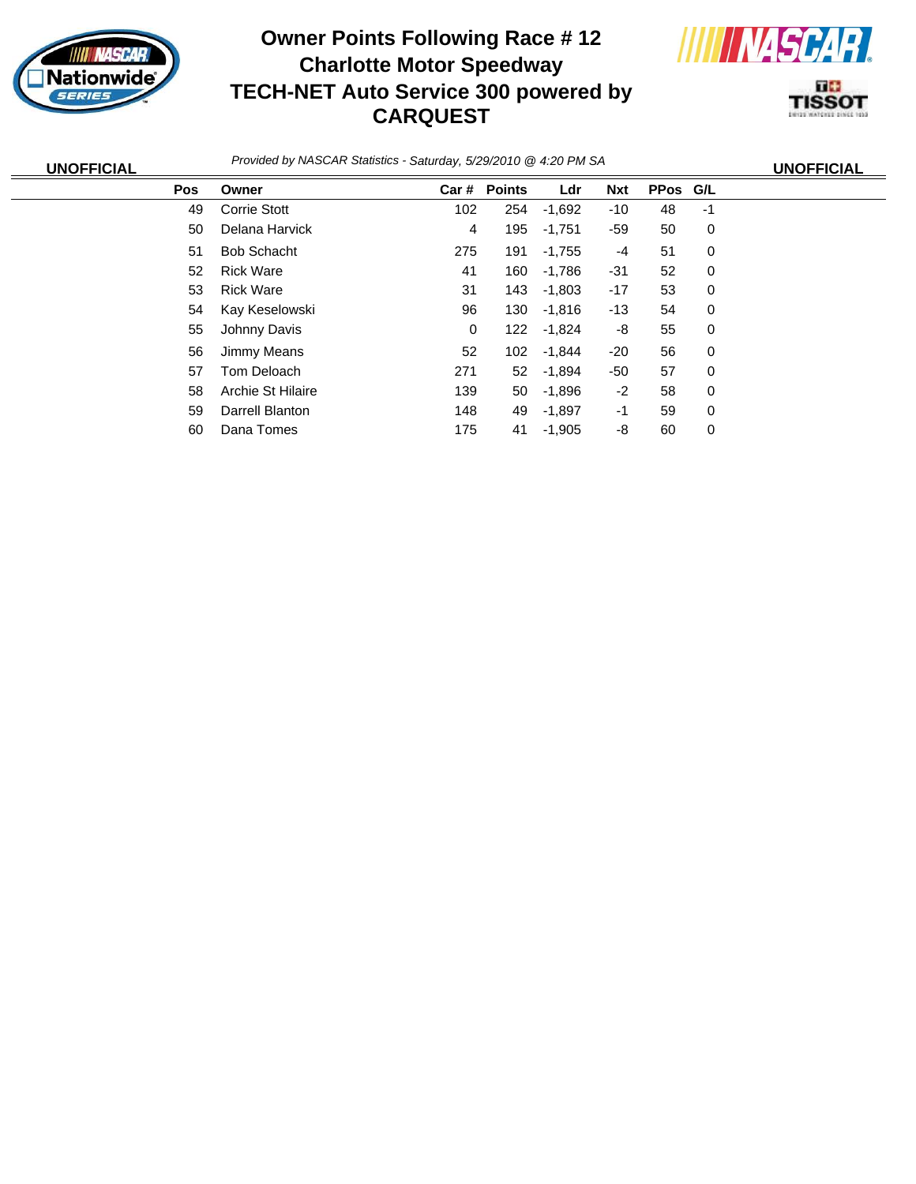# Owner Points Following Race # 12
# Charlotte Motor Speedway
# TECH-NET Auto Service 300 powered by CARQUEST

**UNOFFICIAL**

*Provided by NASCAR Statistics - Saturday, 5/29/2010 @ 4:20 PM SA*

**UNOFFICIAL**

| Pos | Owner | Car # | Points | Ldr | Nxt | PPos | G/L |
|---|---|---|---|---|---|---|---|
| 49 | Corrie Stott | 102 | 254 | -1,692 | -10 | 48 | -1 |
| 50 | Delana Harvick | 4 | 195 | -1,751 | -59 | 50 | 0 |
| 51 | Bob Schacht | 275 | 191 | -1,755 | -4 | 51 | 0 |
| 52 | Rick Ware | 41 | 160 | -1,786 | -31 | 52 | 0 |
| 53 | Rick Ware | 31 | 143 | -1,803 | -17 | 53 | 0 |
| 54 | Kay Keselowski | 96 | 130 | -1,816 | -13 | 54 | 0 |
| 55 | Johnny Davis | 0 | 122 | -1,824 | -8 | 55 | 0 |
| 56 | Jimmy Means | 52 | 102 | -1,844 | -20 | 56 | 0 |
| 57 | Tom Deloach | 271 | 52 | -1,894 | -50 | 57 | 0 |
| 58 | Archie St Hilaire | 139 | 50 | -1,896 | -2 | 58 | 0 |
| 59 | Darrell Blanton | 148 | 49 | -1,897 | -1 | 59 | 0 |
| 60 | Dana Tomes | 175 | 41 | -1,905 | -8 | 60 | 0 |